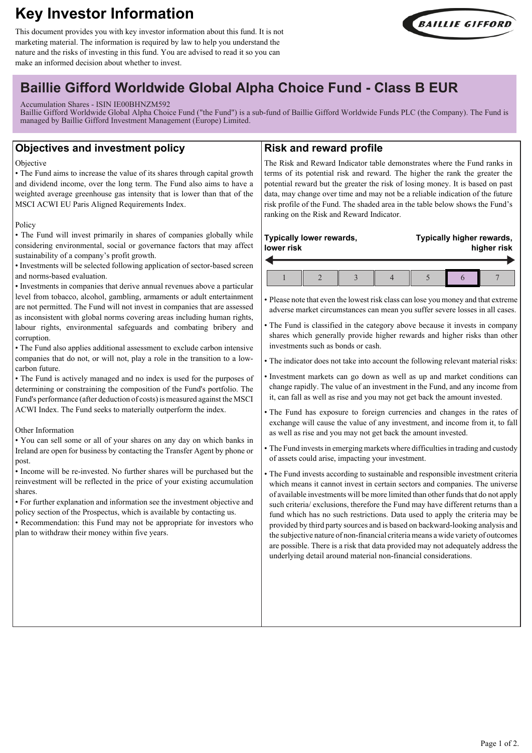# Key Investor Information

This document provides you with key investor information about this fund. It is not marketing material. The information is required by law to help you understand the nature and the risks of investing in this fund. You are advised to read it so you can make an informed decision about whether to invest.

## Baillie Gifford Worldwide Global Alpha Choice Fund - Class B EUR

Accumulation Shares - ISIN IE00BHNZM592
Baillie Gifford Worldwide Global Alpha Choice Fund ("the Fund") is a sub-fund of Baillie Gifford Worldwide Funds PLC (the Company). The Fund is managed by Baillie Gifford Investment Management (Europe) Limited.

## Objectives and investment policy

Objective

- The Fund aims to increase the value of its shares through capital growth and dividend income, over the long term. The Fund also aims to have a weighted average greenhouse gas intensity that is lower than that of the MSCI ACWI EU Paris Aligned Requirements Index.

Policy

- The Fund will invest primarily in shares of companies globally while considering environmental, social or governance factors that may affect sustainability of a company's profit growth.
- Investments will be selected following application of sector-based screen and norms-based evaluation.
- Investments in companies that derive annual revenues above a particular level from tobacco, alcohol, gambling, armaments or adult entertainment are not permitted. The Fund will not invest in companies that are assessed as inconsistent with global norms covering areas including human rights, labour rights, environmental safeguards and combating bribery and corruption.
- The Fund also applies additional assessment to exclude carbon intensive companies that do not, or will not, play a role in the transition to a low-carbon future.
- The Fund is actively managed and no index is used for the purposes of determining or constraining the composition of the Fund's portfolio. The Fund's performance (after deduction of costs) is measured against the MSCI ACWI Index. The Fund seeks to materially outperform the index.

Other Information

- You can sell some or all of your shares on any day on which banks in Ireland are open for business by contacting the Transfer Agent by phone or post.
- Income will be re-invested. No further shares will be purchased but the reinvestment will be reflected in the price of your existing accumulation shares.
- For further explanation and information see the investment objective and policy section of the Prospectus, which is available by contacting us.
- Recommendation: this Fund may not be appropriate for investors who plan to withdraw their money within five years.

## Risk and reward profile

The Risk and Reward Indicator table demonstrates where the Fund ranks in terms of its potential risk and reward. The higher the rank the greater the potential reward but the greater the risk of losing money. It is based on past data, may change over time and may not be a reliable indication of the future risk profile of the Fund. The shaded area in the table below shows the Fund's ranking on the Risk and Reward Indicator.

**Typically lower rewards, lower risk** — **Typically higher rewards, higher risk**

| 1 | 2 | 3 | 4 | 5 | **6** | 7 |
|---|---|---|---|---|---|---|

- Please note that even the lowest risk class can lose you money and that extreme adverse market circumstances can mean you suffer severe losses in all cases.
- The Fund is classified in the category above because it invests in company shares which generally provide higher rewards and higher risks than other investments such as bonds or cash.
- The indicator does not take into account the following relevant material risks:
- Investment markets can go down as well as up and market conditions can change rapidly. The value of an investment in the Fund, and any income from it, can fall as well as rise and you may not get back the amount invested.
- The Fund has exposure to foreign currencies and changes in the rates of exchange will cause the value of any investment, and income from it, to fall as well as rise and you may not get back the amount invested.
- The Fund invests in emerging markets where difficulties in trading and custody of assets could arise, impacting your investment.
- The Fund invests according to sustainable and responsible investment criteria which means it cannot invest in certain sectors and companies. The universe of available investments will be more limited than other funds that do not apply such criteria/ exclusions, therefore the Fund may have different returns than a fund which has no such restrictions. Data used to apply the criteria may be provided by third party sources and is based on backward-looking analysis and the subjective nature of non-financial criteria means a wide variety of outcomes are possible. There is a risk that data provided may not adequately address the underlying detail around material non-financial considerations.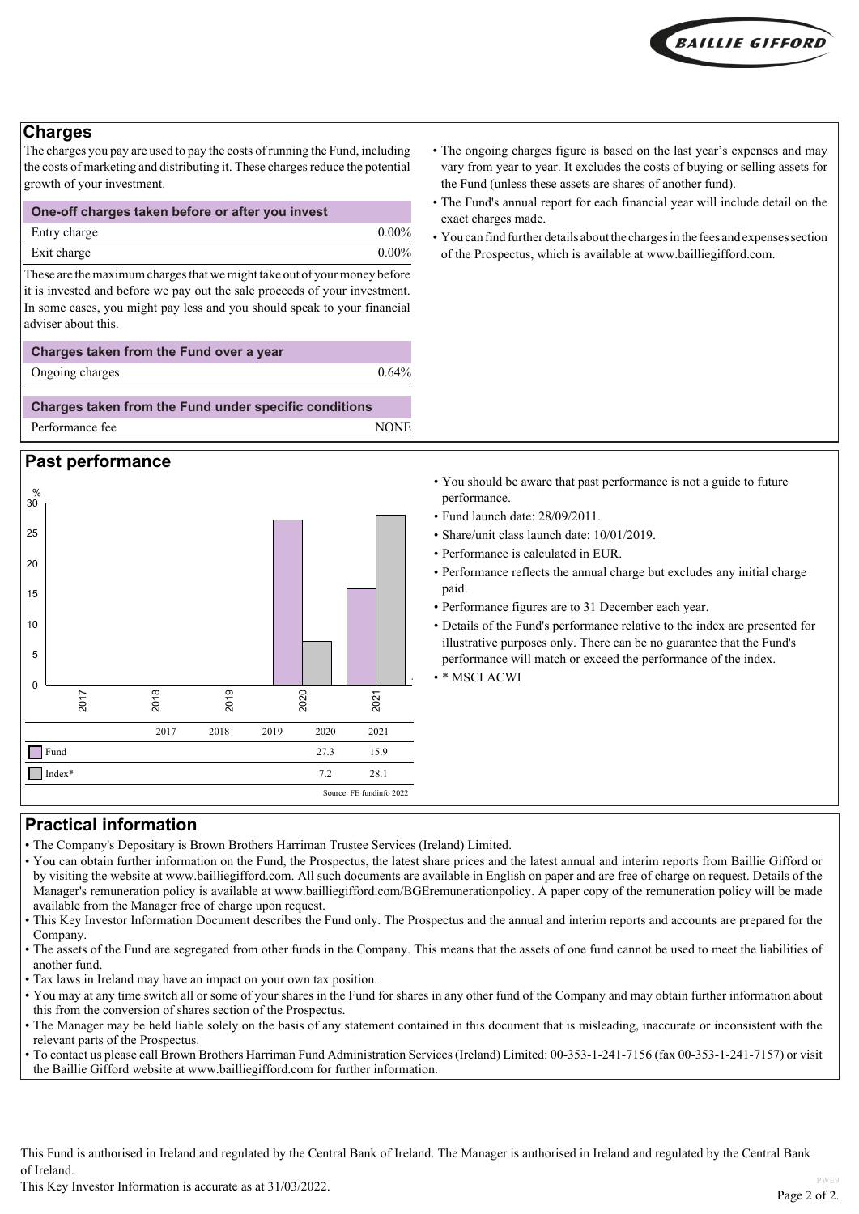## Charges

The charges you pay are used to pay the costs of running the Fund, including the costs of marketing and distributing it. These charges reduce the potential growth of your investment.

| One-off charges taken before or after you invest | |
|---|---|
| Entry charge | 0.00% |
| Exit charge | 0.00% |

These are the maximum charges that we might take out of your money before it is invested and before we pay out the sale proceeds of your investment. In some cases, you might pay less and you should speak to your financial adviser about this.

| Charges taken from the Fund over a year | |
|---|---|
| Ongoing charges | 0.64% |

| Charges taken from the Fund under specific conditions | |
|---|---|
| Performance fee | NONE |

- The ongoing charges figure is based on the last year's expenses and may vary from year to year. It excludes the costs of buying or selling assets for the Fund (unless these assets are shares of another fund).
- The Fund's annual report for each financial year will include detail on the exact charges made.
- You can find further details about the charges in the fees and expenses section of the Prospectus, which is available at www.bailliegifford.com.

## Past performance

%
30
25
20
15
10
5
0
2017 2018 2019 2020 2021

| | 2017 | 2018 | 2019 | 2020 | 2021 |
|---|---|---|---|---|---|
| Fund | | | | 27.3 | 15.9 |
| Index* | | | | 7.2 | 28.1 |

Source: FE fundinfo 2022

- You should be aware that past performance is not a guide to future performance.
- Fund launch date: 28/09/2011.
- Share/unit class launch date: 10/01/2019.
- Performance is calculated in EUR.
- Performance reflects the annual charge but excludes any initial charge paid.
- Performance figures are to 31 December each year.
- Details of the Fund's performance relative to the index are presented for illustrative purposes only. There can be no guarantee that the Fund's performance will match or exceed the performance of the index.
- * MSCI ACWI

## Practical information

- The Company's Depositary is Brown Brothers Harriman Trustee Services (Ireland) Limited.
- You can obtain further information on the Fund, the Prospectus, the latest share prices and the latest annual and interim reports from Baillie Gifford or by visiting the website at www.bailliegifford.com. All such documents are available in English on paper and are free of charge on request. Details of the Manager's remuneration policy is available at www.bailliegifford.com/BGEremunerationpolicy. A paper copy of the remuneration policy will be made available from the Manager free of charge upon request.
- This Key Investor Information Document describes the Fund only. The Prospectus and the annual and interim reports and accounts are prepared for the Company.
- The assets of the Fund are segregated from other funds in the Company. This means that the assets of one fund cannot be used to meet the liabilities of another fund.
- Tax laws in Ireland may have an impact on your own tax position.
- You may at any time switch all or some of your shares in the Fund for shares in any other fund of the Company and may obtain further information about this from the conversion of shares section of the Prospectus.
- The Manager may be held liable solely on the basis of any statement contained in this document that is misleading, inaccurate or inconsistent with the relevant parts of the Prospectus.
- To contact us please call Brown Brothers Harriman Fund Administration Services (Ireland) Limited: 00-353-1-241-7156 (fax 00-353-1-241-7157) or visit the Baillie Gifford website at www.bailliegifford.com for further information.

This Fund is authorised in Ireland and regulated by the Central Bank of Ireland. The Manager is authorised in Ireland and regulated by the Central Bank of Ireland.

This Key Investor Information is accurate as at 31/03/2022.